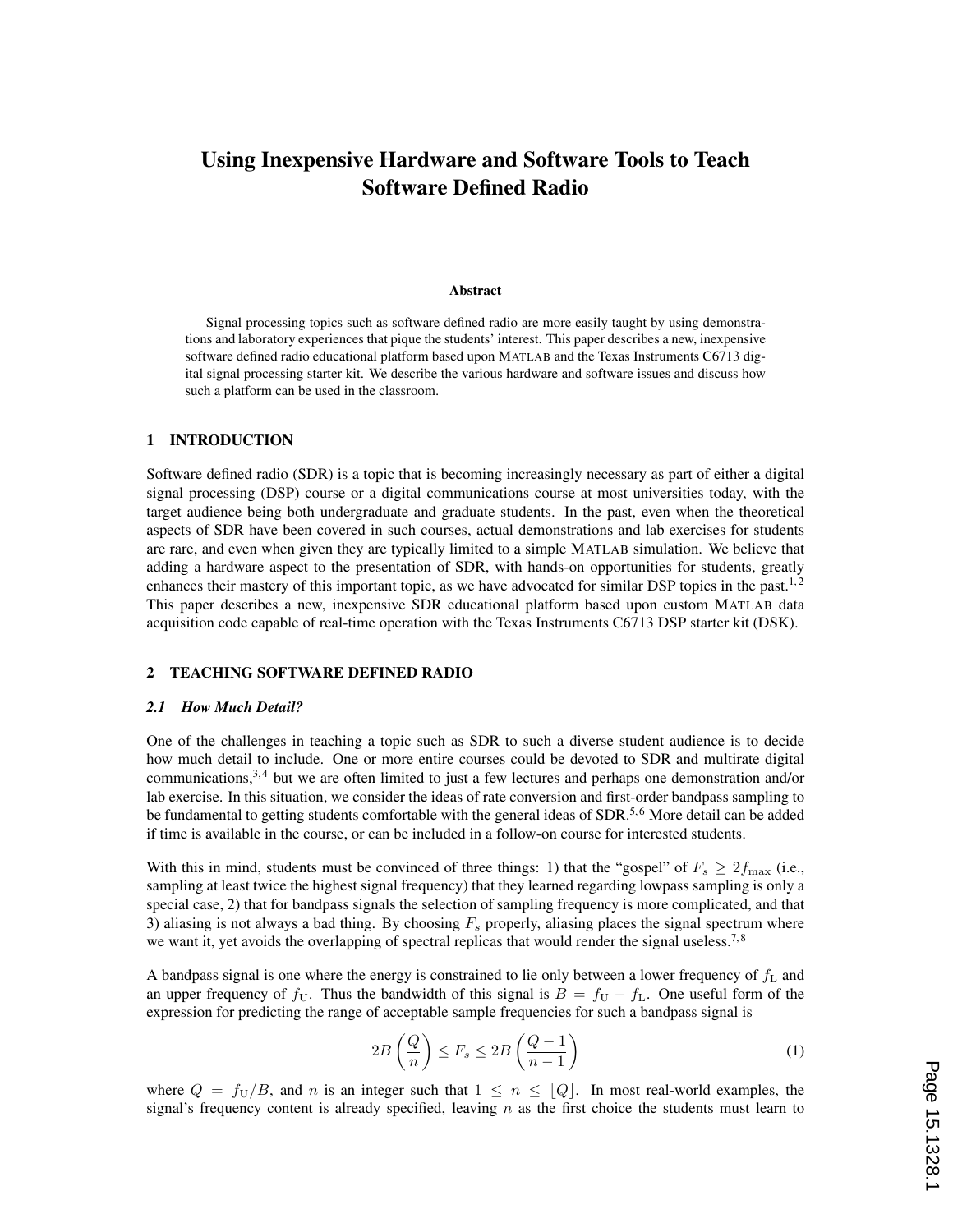# Using Inexpensive Hardware and Software Tools to Teach Software Defined Radio

**Abstract**

Signal processing topics such as software defined radio are more easily taught by using demonstrations and laboratory experiences that pique the students' interest. This paper describes a new, inexpensive software defined radio educational platform based upon MATLAB and the Texas Instruments C6713 digital signal processing starter kit. We describe the various hardware and software issues and discuss how such a platform can be used in the classroom.

## 1 INTRODUCTION

Software defined radio (SDR) is a topic that is becoming increasingly necessary as part of either a digital signal processing (DSP) course or a digital communications course at most universities today, with the target audience being both undergraduate and graduate students. In the past, even when the theoretical aspects of SDR have been covered in such courses, actual demonstrations and lab exercises for students are rare, and even when given they are typically limited to a simple MATLAB simulation. We believe that adding a hardware aspect to the presentation of SDR, with hands-on opportunities for students, greatly enhances their mastery of this important topic, as we have advocated for similar DSP topics in the past.[1,2] This paper describes a new, inexpensive SDR educational platform based upon custom MATLAB data acquisition code capable of real-time operation with the Texas Instruments C6713 DSP starter kit (DSK).

## 2 TEACHING SOFTWARE DEFINED RADIO

### 2.1 How Much Detail?

One of the challenges in teaching a topic such as SDR to such a diverse student audience is to decide how much detail to include. One or more entire courses could be devoted to SDR and multirate digital communications,[3,4] but we are often limited to just a few lectures and perhaps one demonstration and/or lab exercise. In this situation, we consider the ideas of rate conversion and first-order bandpass sampling to be fundamental to getting students comfortable with the general ideas of SDR.[5,6] More detail can be added if time is available in the course, or can be included in a follow-on course for interested students.

With this in mind, students must be convinced of three things: 1) that the "gospel" of $F_s \geq 2f_{\max}$ (i.e., sampling at least twice the highest signal frequency) that they learned regarding lowpass sampling is only a special case, 2) that for bandpass signals the selection of sampling frequency is more complicated, and that 3) aliasing is not always a bad thing. By choosing $F_s$ properly, aliasing places the signal spectrum where we want it, yet avoids the overlapping of spectral replicas that would render the signal useless.[7,8]

A bandpass signal is one where the energy is constrained to lie only between a lower frequency of $f_{\mathrm{L}}$ and an upper frequency of $f_{\mathrm{U}}$. Thus the bandwidth of this signal is $B = f_{\mathrm{U}} - f_{\mathrm{L}}$. One useful form of the expression for predicting the range of acceptable sample frequencies for such a bandpass signal is

$$2B\left(\frac{Q}{n}\right) \leq F_s \leq 2B\left(\frac{Q-1}{n-1}\right) \tag{1}$$

where $Q = f_{\mathrm{U}}/B$, and $n$ is an integer such that $1 \leq n \leq \lfloor Q \rfloor$. In most real-world examples, the signal's frequency content is already specified, leaving $n$ as the first choice the students must learn to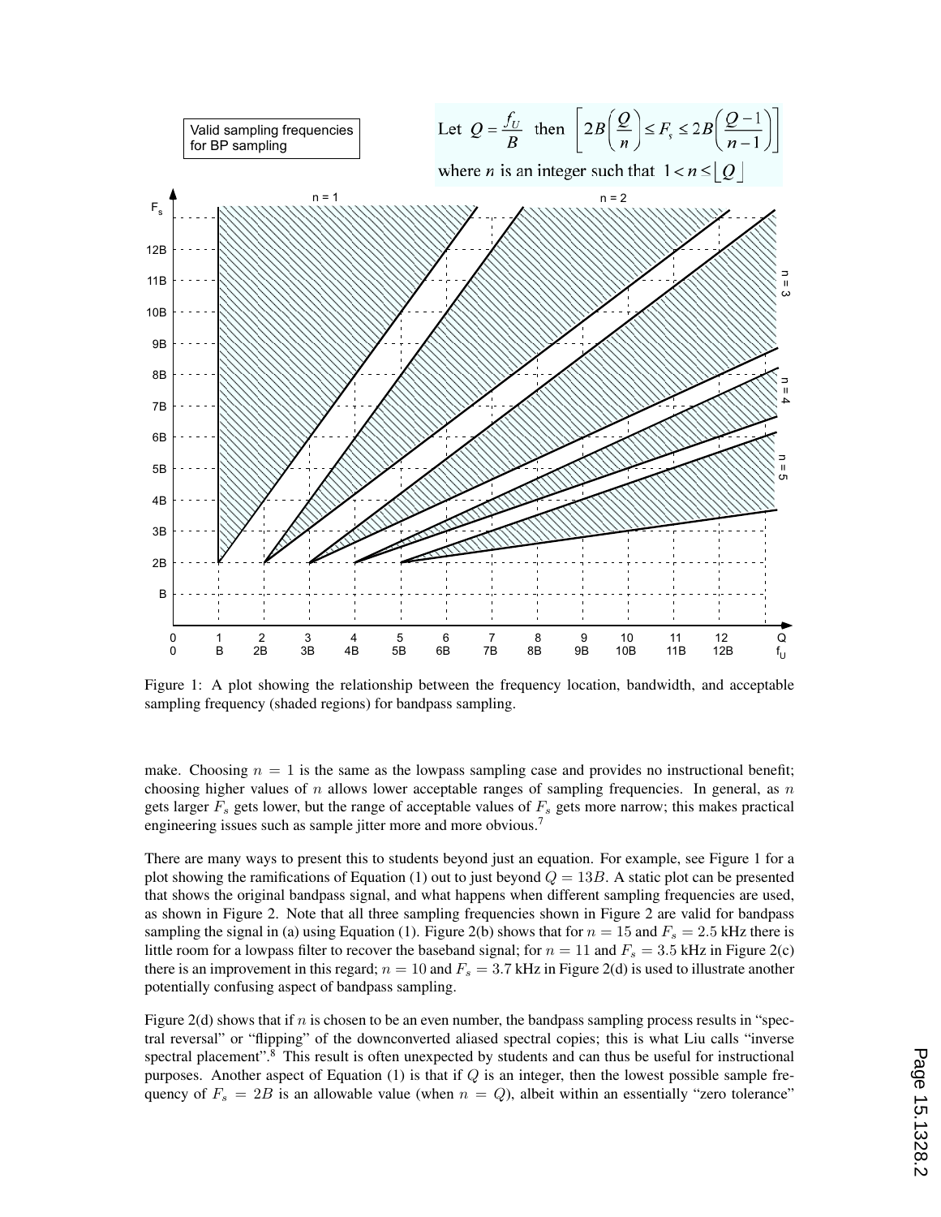Valid sampling frequencies for BP sampling

Let $Q = \frac{f_U}{B}$ then $\left[ 2B\left(\frac{Q}{n}\right) \le F_s \le 2B\left(\frac{Q-1}{n-1}\right) \right]$

where $n$ is an integer such that $1 < n \le \lfloor Q \rfloor$

Figure 1: A plot showing the relationship between the frequency location, bandwidth, and acceptable sampling frequency (shaded regions) for bandpass sampling.

make. Choosing $n = 1$ is the same as the lowpass sampling case and provides no instructional benefit; choosing higher values of $n$ allows lower acceptable ranges of sampling frequencies. In general, as $n$ gets larger $F_s$ gets lower, but the range of acceptable values of $F_s$ gets more narrow; this makes practical engineering issues such as sample jitter more and more obvious.[7]

There are many ways to present this to students beyond just an equation. For example, see Figure 1 for a plot showing the ramifications of Equation (1) out to just beyond $Q = 13B$. A static plot can be presented that shows the original bandpass signal, and what happens when different sampling frequencies are used, as shown in Figure 2. Note that all three sampling frequencies shown in Figure 2 are valid for bandpass sampling the signal in (a) using Equation (1). Figure 2(b) shows that for $n = 15$ and $F_s = 2.5$ kHz there is little room for a lowpass filter to recover the baseband signal; for $n = 11$ and $F_s = 3.5$ kHz in Figure 2(c) there is an improvement in this regard; $n = 10$ and $F_s = 3.7$ kHz in Figure 2(d) is used to illustrate another potentially confusing aspect of bandpass sampling.

Figure 2(d) shows that if $n$ is chosen to be an even number, the bandpass sampling process results in "spectral reversal" or "flipping" of the downconverted aliased spectral copies; this is what Liu calls "inverse spectral placement".[8] This result is often unexpected by students and can thus be useful for instructional purposes. Another aspect of Equation (1) is that if $Q$ is an integer, then the lowest possible sample frequency of $F_s = 2B$ is an allowable value (when $n = Q$), albeit within an essentially "zero tolerance"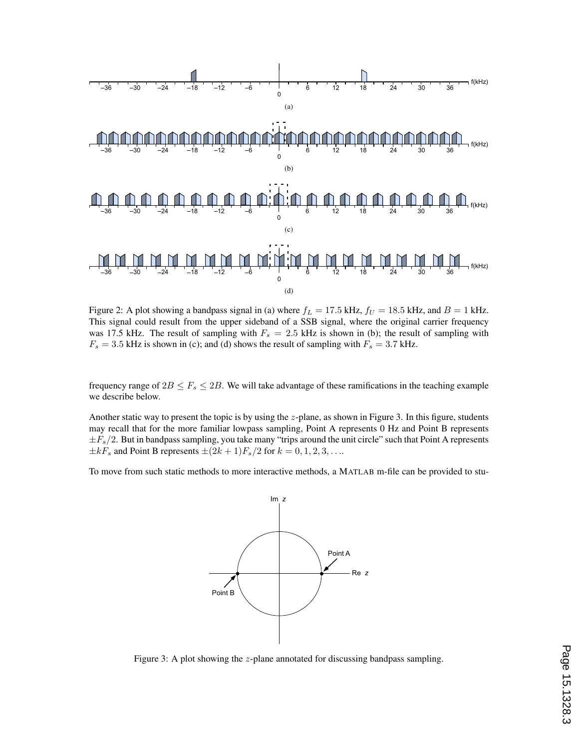Figure 2: A plot showing a bandpass signal in (a) where $f_L = 17.5$ kHz, $f_U = 18.5$ kHz, and $B = 1$ kHz. This signal could result from the upper sideband of a SSB signal, where the original carrier frequency was 17.5 kHz. The result of sampling with $F_s = 2.5$ kHz is shown in (b); the result of sampling with $F_s = 3.5$ kHz is shown in (c); and (d) shows the result of sampling with $F_s = 3.7$ kHz.

frequency range of $2B \leq F_s \leq 2B$. We will take advantage of these ramifications in the teaching example we describe below.

Another static way to present the topic is by using the $z$-plane, as shown in Figure 3. In this figure, students may recall that for the more familiar lowpass sampling, Point A represents 0 Hz and Point B represents $\pm F_s/2$. But in bandpass sampling, you take many "trips around the unit circle" such that Point A represents $\pm kF_s$ and Point B represents $\pm(2k+1)F_s/2$ for $k = 0, 1, 2, 3, \ldots$.

To move from such static methods to more interactive methods, a MATLAB m-file can be provided to stu-

Figure 3: A plot showing the $z$-plane annotated for discussing bandpass sampling.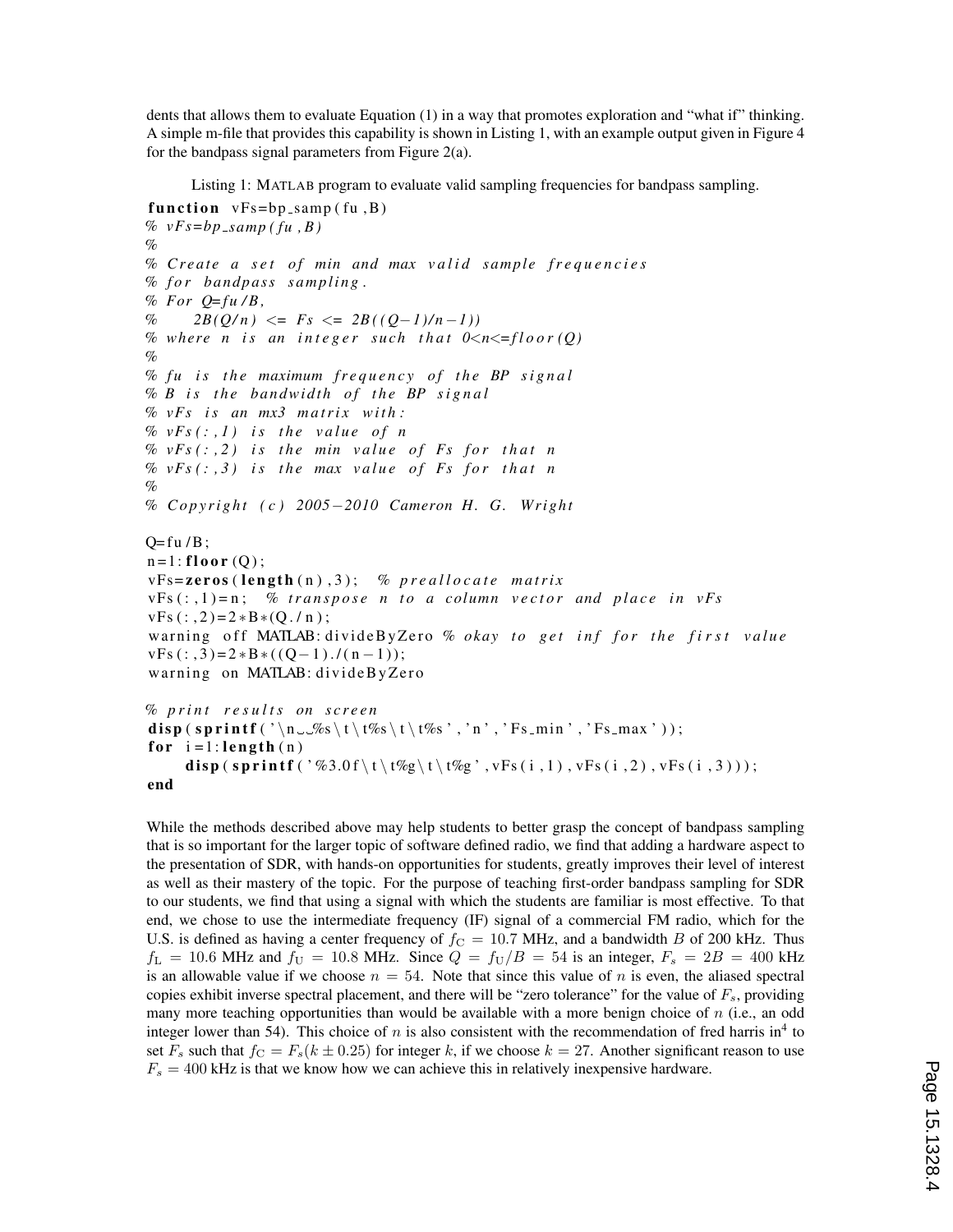dents that allows them to evaluate Equation (1) in a way that promotes exploration and "what if" thinking. A simple m-file that provides this capability is shown in Listing 1, with an example output given in Figure 4 for the bandpass signal parameters from Figure 2(a).

Listing 1: MATLAB program to evaluate valid sampling frequencies for bandpass sampling.

```
function vFs=bp_samp(fu,B)
% vFs=bp_samp(fu,B)
%
% Create a set of min and max valid sample frequencies
% for bandpass sampling.
% For Q=fu/B,
%     2B(Q/n) <= Fs <= 2B((Q-1)/n-1))
% where n is an integer such that 0<n<=floor(Q)
%
% fu is the maximum frequency of the BP signal
% B is the bandwidth of the BP signal
% vFs is an mx3 matrix with:
% vFs(:,1) is the value of n
% vFs(:,2) is the min value of Fs for that n
% vFs(:,3) is the max value of Fs for that n
%
% Copyright (c) 2005-2010 Cameron H. G. Wright

Q=fu/B;
n=1:floor(Q);
vFs=zeros(length(n),3);  % preallocate matrix
vFs(:,1)=n;  % transpose n to a column vector and place in vFs
vFs(:,2)=2*B*(Q./n);
warning off MATLAB:divideByZero % okay to get inf for the first value
vFs(:,3)=2*B*((Q-1)./(n-1));
warning on MATLAB:divideByZero

% print results on screen
disp(sprintf('\n  %s\t\t%s\t\t%s','n','Fs_min','Fs_max'));
for i=1:length(n)
    disp(sprintf('%3.0f\t\t%g\t\t%g',vFs(i,1),vFs(i,2),vFs(i,3)));
end
```

While the methods described above may help students to better grasp the concept of bandpass sampling that is so important for the larger topic of software defined radio, we find that adding a hardware aspect to the presentation of SDR, with hands-on opportunities for students, greatly improves their level of interest as well as their mastery of the topic. For the purpose of teaching first-order bandpass sampling for SDR to our students, we find that using a signal with which the students are familiar is most effective. To that end, we chose to use the intermediate frequency (IF) signal of a commercial FM radio, which for the U.S. is defined as having a center frequency of $f_{\mathrm{C}} = 10.7$ MHz, and a bandwidth $B$ of 200 kHz. Thus $f_{\mathrm{L}} = 10.6$ MHz and $f_{\mathrm{U}} = 10.8$ MHz. Since $Q = f_{\mathrm{U}}/B = 54$ is an integer, $F_s = 2B = 400$ kHz is an allowable value if we choose $n = 54$. Note that since this value of $n$ is even, the aliased spectral copies exhibit inverse spectral placement, and there will be "zero tolerance" for the value of $F_s$, providing many more teaching opportunities than would be available with a more benign choice of $n$ (i.e., an odd integer lower than 54). This choice of $n$ is also consistent with the recommendation of fred harris in[4] to set $F_s$ such that $f_{\mathrm{C}} = F_s(k \pm 0.25)$ for integer $k$, if we choose $k = 27$. Another significant reason to use $F_s = 400$ kHz is that we know how we can achieve this in relatively inexpensive hardware.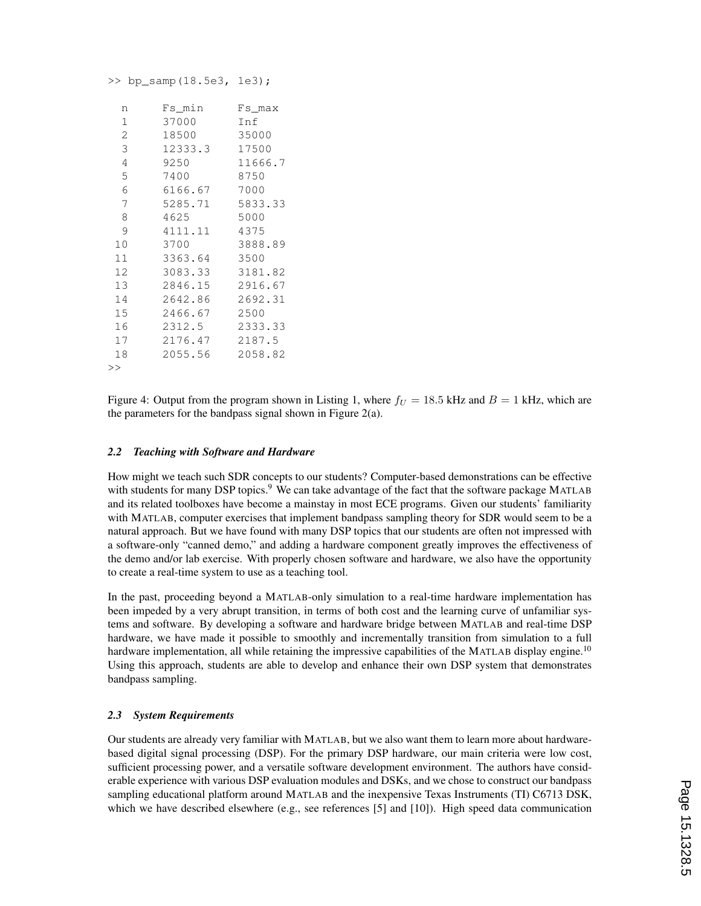```
>> bp_samp(18.5e3, 1e3);

  n      Fs_min      Fs_max
  1      37000       Inf
  2      18500       35000
  3      12333.3     17500
  4      9250        11666.7
  5      7400        8750
  6      6166.67     7000
  7      5285.71     5833.33
  8      4625        5000
  9      4111.11     4375
 10      3700        3888.89
 11      3363.64     3500
 12      3083.33     3181.82
 13      2846.15     2916.67
 14      2642.86     2692.31
 15      2466.67     2500
 16      2312.5      2333.33
 17      2176.47     2187.5
 18      2055.56     2058.82
>>
```

Figure 4: Output from the program shown in Listing 1, where $f_U = 18.5$ kHz and $B = 1$ kHz, which are the parameters for the bandpass signal shown in Figure 2(a).

### *2.2 Teaching with Software and Hardware*

How might we teach such SDR concepts to our students? Computer-based demonstrations can be effective with students for many DSP topics.[9] We can take advantage of the fact that the software package MATLAB and its related toolboxes have become a mainstay in most ECE programs. Given our students' familiarity with MATLAB, computer exercises that implement bandpass sampling theory for SDR would seem to be a natural approach. But we have found with many DSP topics that our students are often not impressed with a software-only "canned demo," and adding a hardware component greatly improves the effectiveness of the demo and/or lab exercise. With properly chosen software and hardware, we also have the opportunity to create a real-time system to use as a teaching tool.

In the past, proceeding beyond a MATLAB-only simulation to a real-time hardware implementation has been impeded by a very abrupt transition, in terms of both cost and the learning curve of unfamiliar systems and software. By developing a software and hardware bridge between MATLAB and real-time DSP hardware, we have made it possible to smoothly and incrementally transition from simulation to a full hardware implementation, all while retaining the impressive capabilities of the MATLAB display engine.[10] Using this approach, students are able to develop and enhance their own DSP system that demonstrates bandpass sampling.

### *2.3 System Requirements*

Our students are already very familiar with MATLAB, but we also want them to learn more about hardware-based digital signal processing (DSP). For the primary DSP hardware, our main criteria were low cost, sufficient processing power, and a versatile software development environment. The authors have considerable experience with various DSP evaluation modules and DSKs, and we chose to construct our bandpass sampling educational platform around MATLAB and the inexpensive Texas Instruments (TI) C6713 DSK, which we have described elsewhere (e.g., see references [5] and [10]). High speed data communication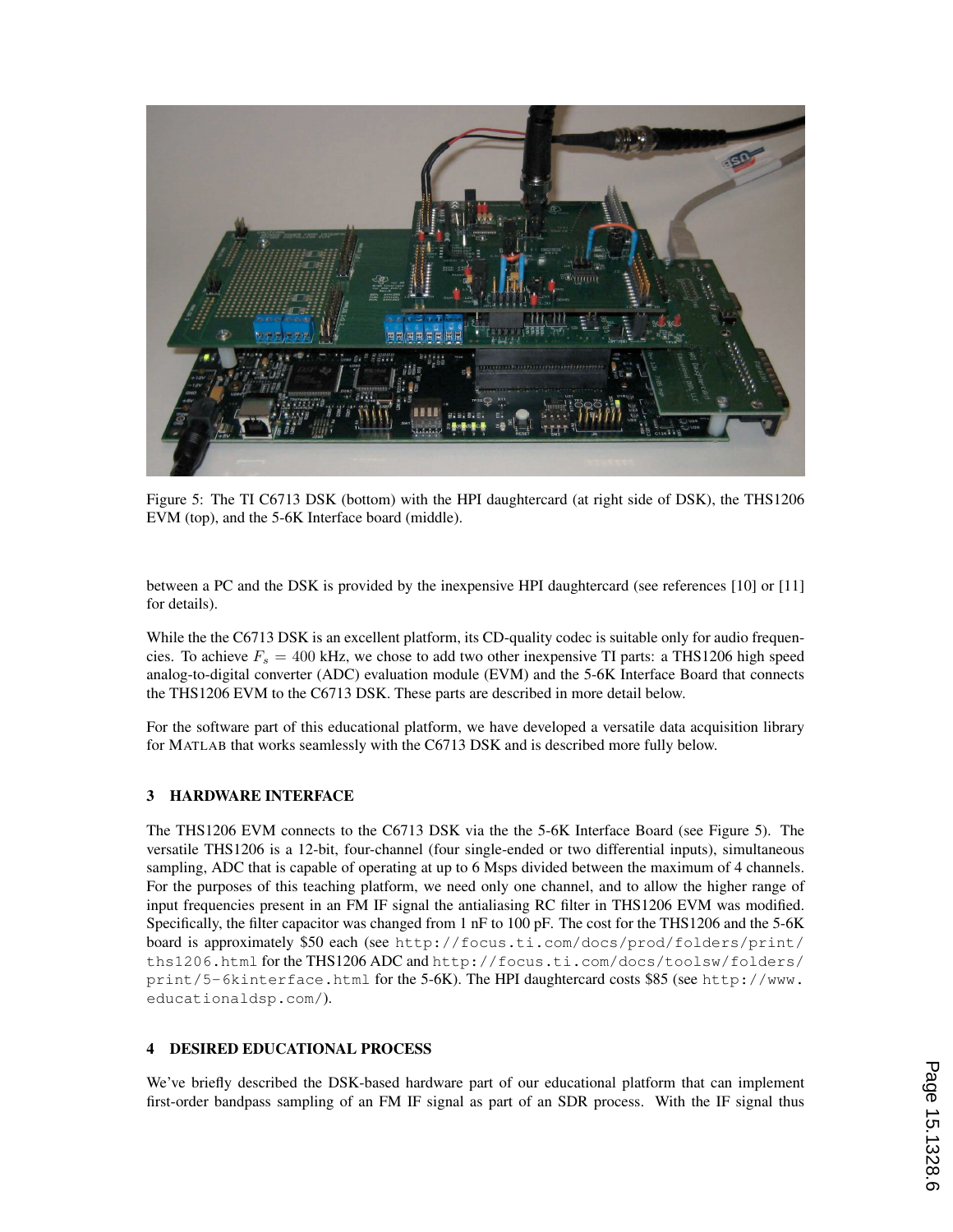Figure 5: The TI C6713 DSK (bottom) with the HPI daughtercard (at right side of DSK), the THS1206 EVM (top), and the 5-6K Interface board (middle).

between a PC and the DSK is provided by the inexpensive HPI daughtercard (see references [10] or [11] for details).

While the the C6713 DSK is an excellent platform, its CD-quality codec is suitable only for audio frequencies. To achieve $F_s = 400$ kHz, we chose to add two other inexpensive TI parts: a THS1206 high speed analog-to-digital converter (ADC) evaluation module (EVM) and the 5-6K Interface Board that connects the THS1206 EVM to the C6713 DSK. These parts are described in more detail below.

For the software part of this educational platform, we have developed a versatile data acquisition library for MATLAB that works seamlessly with the C6713 DSK and is described more fully below.

## 3 HARDWARE INTERFACE

The THS1206 EVM connects to the C6713 DSK via the the 5-6K Interface Board (see Figure 5). The versatile THS1206 is a 12-bit, four-channel (four single-ended or two differential inputs), simultaneous sampling, ADC that is capable of operating at up to 6 Msps divided between the maximum of 4 channels. For the purposes of this teaching platform, we need only one channel, and to allow the higher range of input frequencies present in an FM IF signal the antialiasing RC filter in THS1206 EVM was modified. Specifically, the filter capacitor was changed from 1 nF to 100 pF. The cost for the THS1206 and the 5-6K board is approximately $50 each (see `http://focus.ti.com/docs/prod/folders/print/ths1206.html` for the THS1206 ADC and `http://focus.ti.com/docs/toolsw/folders/print/5-6kinterface.html` for the 5-6K). The HPI daughtercard costs $85 (see `http://www.educationaldsp.com/`).

## 4 DESIRED EDUCATIONAL PROCESS

We've briefly described the DSK-based hardware part of our educational platform that can implement first-order bandpass sampling of an FM IF signal as part of an SDR process. With the IF signal thus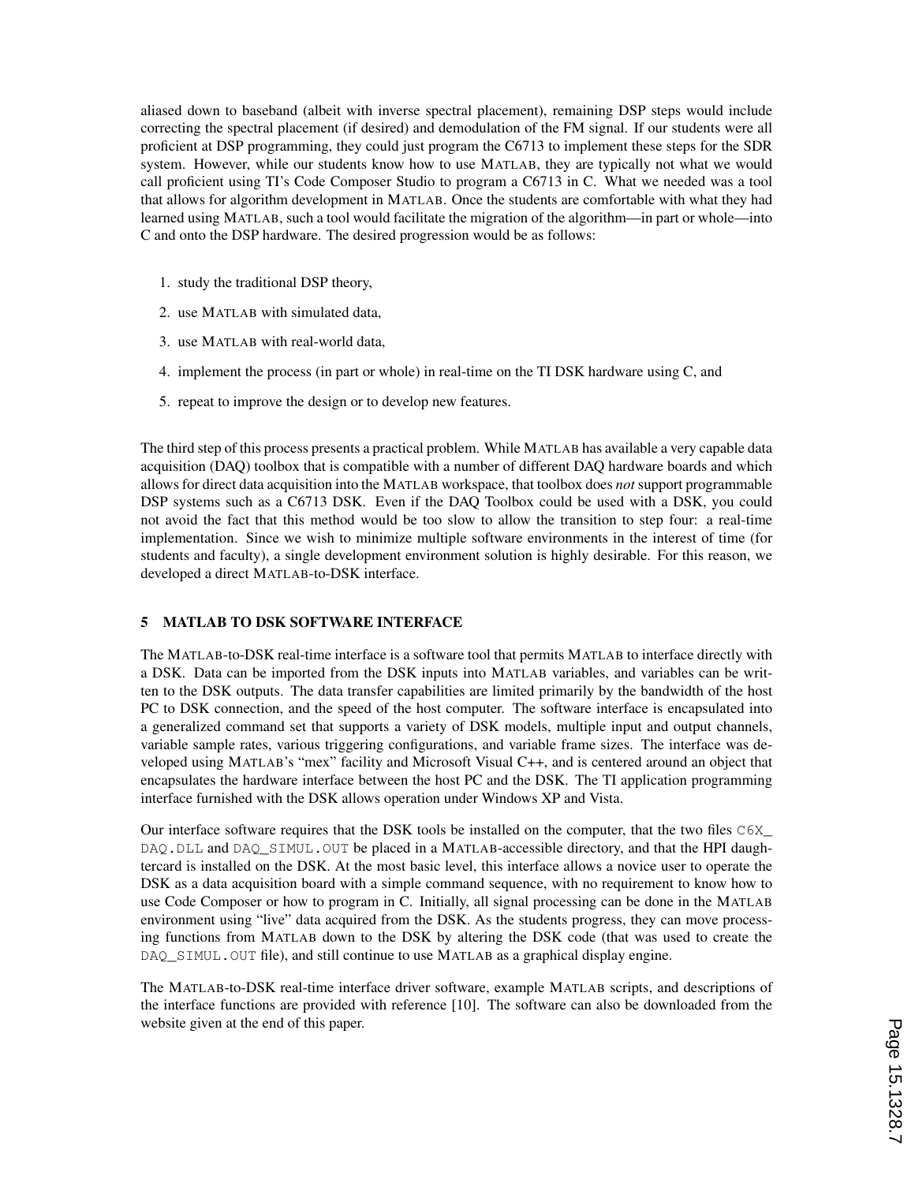aliased down to baseband (albeit with inverse spectral placement), remaining DSP steps would include correcting the spectral placement (if desired) and demodulation of the FM signal. If our students were all proficient at DSP programming, they could just program the C6713 to implement these steps for the SDR system. However, while our students know how to use MATLAB, they are typically not what we would call proficient using TI's Code Composer Studio to program a C6713 in C. What we needed was a tool that allows for algorithm development in MATLAB. Once the students are comfortable with what they had learned using MATLAB, such a tool would facilitate the migration of the algorithm—in part or whole—into C and onto the DSP hardware. The desired progression would be as follows:

1. study the traditional DSP theory,
2. use MATLAB with simulated data,
3. use MATLAB with real-world data,
4. implement the process (in part or whole) in real-time on the TI DSK hardware using C, and
5. repeat to improve the design or to develop new features.

The third step of this process presents a practical problem. While MATLAB has available a very capable data acquisition (DAQ) toolbox that is compatible with a number of different DAQ hardware boards and which allows for direct data acquisition into the MATLAB workspace, that toolbox does *not* support programmable DSP systems such as a C6713 DSK. Even if the DAQ Toolbox could be used with a DSK, you could not avoid the fact that this method would be too slow to allow the transition to step four: a real-time implementation. Since we wish to minimize multiple software environments in the interest of time (for students and faculty), a single development environment solution is highly desirable. For this reason, we developed a direct MATLAB-to-DSK interface.

## 5 MATLAB TO DSK SOFTWARE INTERFACE

The MATLAB-to-DSK real-time interface is a software tool that permits MATLAB to interface directly with a DSK. Data can be imported from the DSK inputs into MATLAB variables, and variables can be written to the DSK outputs. The data transfer capabilities are limited primarily by the bandwidth of the host PC to DSK connection, and the speed of the host computer. The software interface is encapsulated into a generalized command set that supports a variety of DSK models, multiple input and output channels, variable sample rates, various triggering configurations, and variable frame sizes. The interface was developed using MATLAB's "mex" facility and Microsoft Visual C++, and is centered around an object that encapsulates the hardware interface between the host PC and the DSK. The TI application programming interface furnished with the DSK allows operation under Windows XP and Vista.

Our interface software requires that the DSK tools be installed on the computer, that the two files `C6X_DAQ.DLL` and `DAQ_SIMUL.OUT` be placed in a MATLAB-accessible directory, and that the HPI daughtercard is installed on the DSK. At the most basic level, this interface allows a novice user to operate the DSK as a data acquisition board with a simple command sequence, with no requirement to know how to use Code Composer or how to program in C. Initially, all signal processing can be done in the MATLAB environment using "live" data acquired from the DSK. As the students progress, they can move processing functions from MATLAB down to the DSK by altering the DSK code (that was used to create the `DAQ_SIMUL.OUT` file), and still continue to use MATLAB as a graphical display engine.

The MATLAB-to-DSK real-time interface driver software, example MATLAB scripts, and descriptions of the interface functions are provided with reference [10]. The software can also be downloaded from the website given at the end of this paper.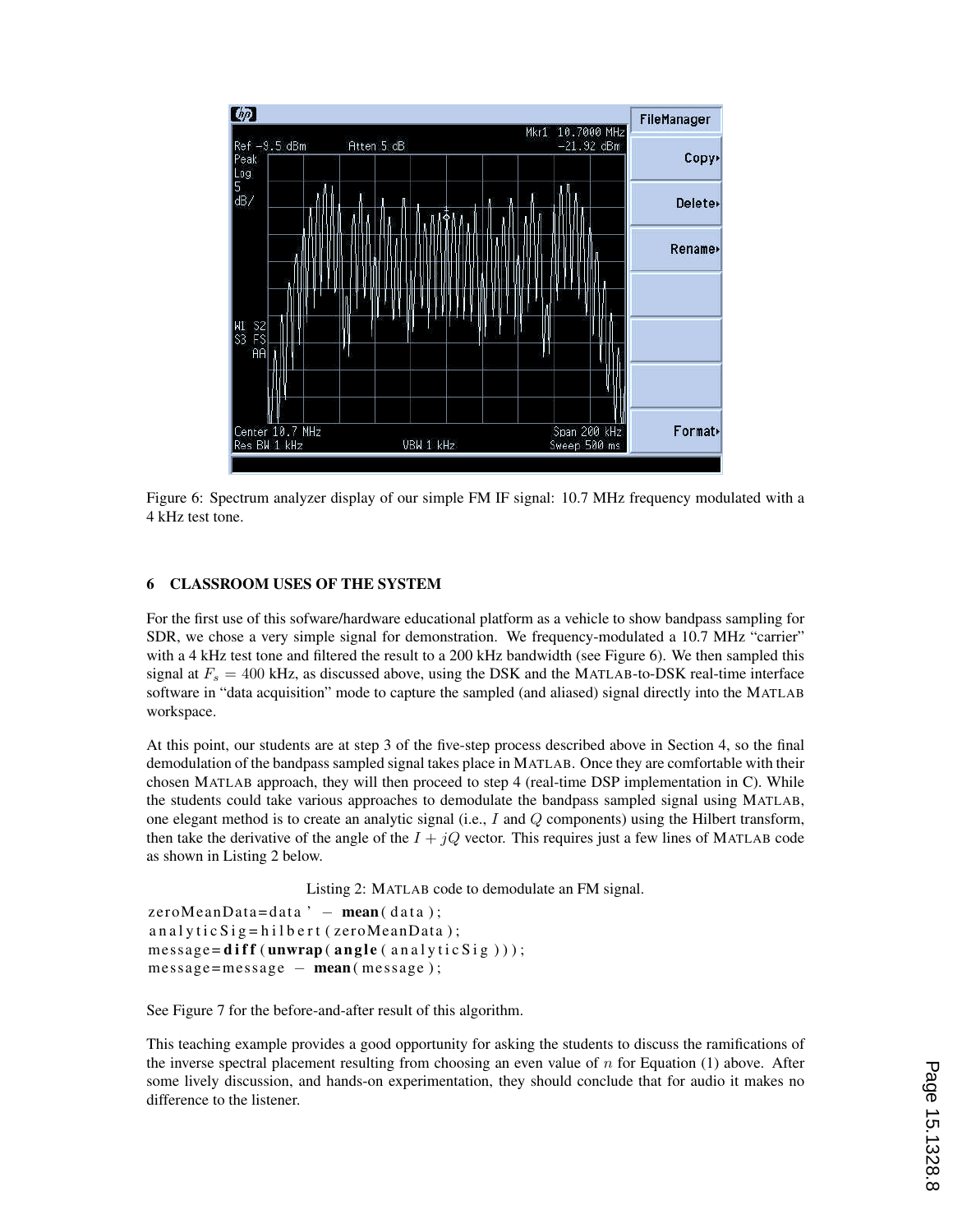Figure 6: Spectrum analyzer display of our simple FM IF signal: 10.7 MHz frequency modulated with a 4 kHz test tone.

## 6 CLASSROOM USES OF THE SYSTEM

For the first use of this sofware/hardware educational platform as a vehicle to show bandpass sampling for SDR, we chose a very simple signal for demonstration. We frequency-modulated a 10.7 MHz "carrier" with a 4 kHz test tone and filtered the result to a 200 kHz bandwidth (see Figure 6). We then sampled this signal at $F_s = 400$ kHz, as discussed above, using the DSK and the MATLAB-to-DSK real-time interface software in "data acquisition" mode to capture the sampled (and aliased) signal directly into the MATLAB workspace.

At this point, our students are at step 3 of the five-step process described above in Section 4, so the final demodulation of the bandpass sampled signal takes place in MATLAB. Once they are comfortable with their chosen MATLAB approach, they will then proceed to step 4 (real-time DSP implementation in C). While the students could take various approaches to demodulate the bandpass sampled signal using MATLAB, one elegant method is to create an analytic signal (i.e., $I$ and $Q$ components) using the Hilbert transform, then take the derivative of the angle of the $I + jQ$ vector. This requires just a few lines of MATLAB code as shown in Listing 2 below.

Listing 2: MATLAB code to demodulate an FM signal.

```
zeroMeanData=data' - mean(data);
analyticSig=hilbert(zeroMeanData);
message=diff(unwrap(angle(analyticSig)));
message=message - mean(message);
```

See Figure 7 for the before-and-after result of this algorithm.

This teaching example provides a good opportunity for asking the students to discuss the ramifications of the inverse spectral placement resulting from choosing an even value of $n$ for Equation (1) above. After some lively discussion, and hands-on experimentation, they should conclude that for audio it makes no difference to the listener.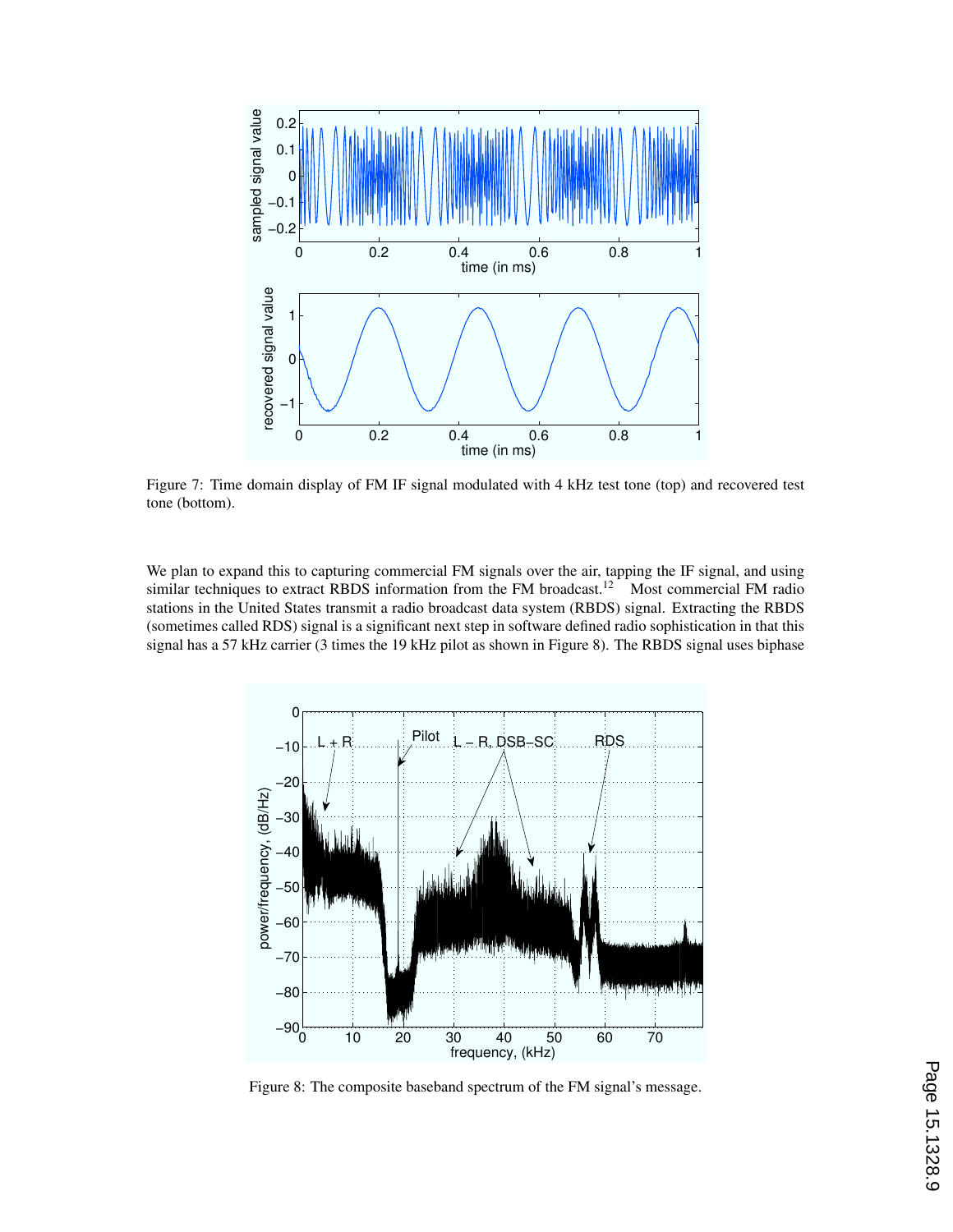Figure 7: Time domain display of FM IF signal modulated with 4 kHz test tone (top) and recovered test tone (bottom).

We plan to expand this to capturing commercial FM signals over the air, tapping the IF signal, and using similar techniques to extract RBDS information from the FM broadcast.[12] Most commercial FM radio stations in the United States transmit a radio broadcast data system (RBDS) signal. Extracting the RBDS (sometimes called RDS) signal is a significant next step in software defined radio sophistication in that this signal has a 57 kHz carrier (3 times the 19 kHz pilot as shown in Figure 8). The RBDS signal uses biphase

Figure 8: The composite baseband spectrum of the FM signal's message.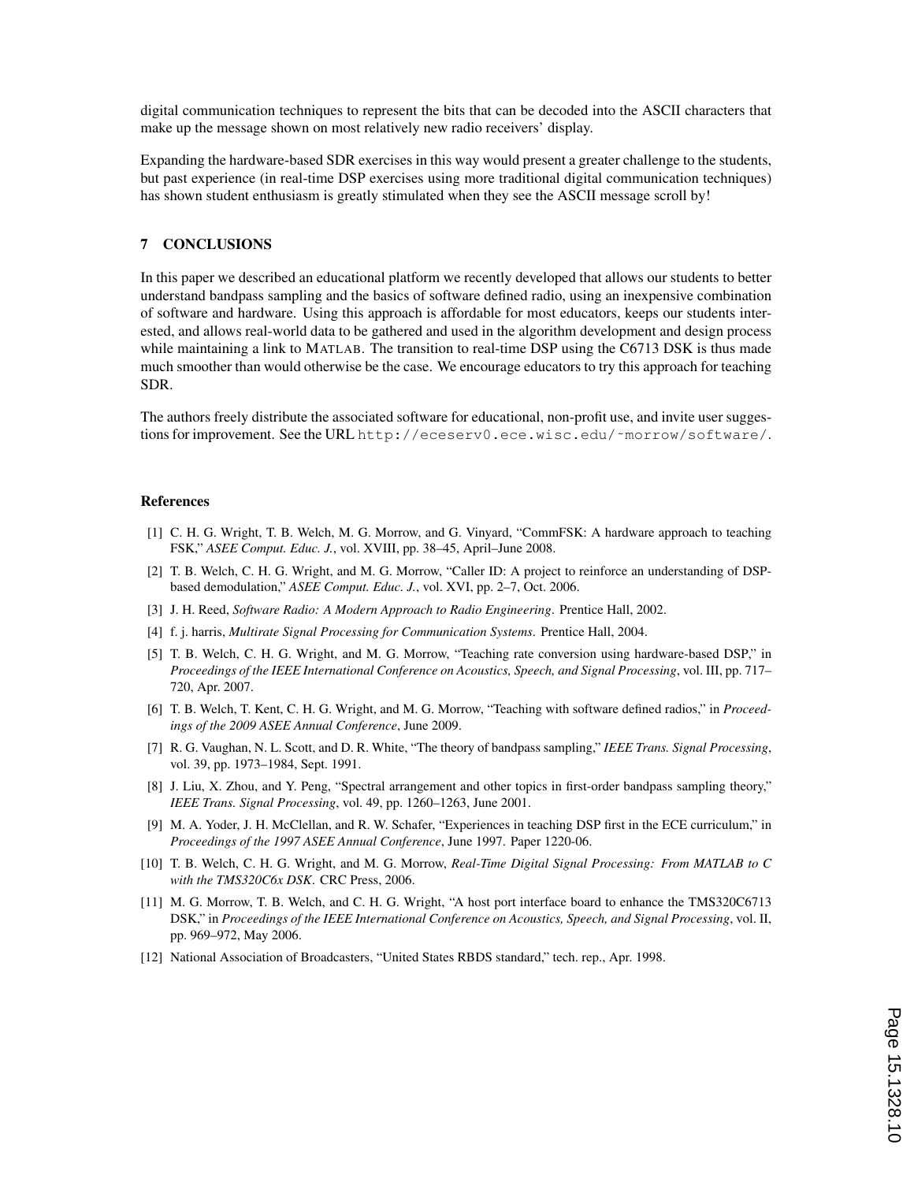digital communication techniques to represent the bits that can be decoded into the ASCII characters that make up the message shown on most relatively new radio receivers' display.

Expanding the hardware-based SDR exercises in this way would present a greater challenge to the students, but past experience (in real-time DSP exercises using more traditional digital communication techniques) has shown student enthusiasm is greatly stimulated when they see the ASCII message scroll by!

## 7 CONCLUSIONS

In this paper we described an educational platform we recently developed that allows our students to better understand bandpass sampling and the basics of software defined radio, using an inexpensive combination of software and hardware. Using this approach is affordable for most educators, keeps our students interested, and allows real-world data to be gathered and used in the algorithm development and design process while maintaining a link to MATLAB. The transition to real-time DSP using the C6713 DSK is thus made much smoother than would otherwise be the case. We encourage educators to try this approach for teaching SDR.

The authors freely distribute the associated software for educational, non-profit use, and invite user suggestions for improvement. See the URL `http://eceserv0.ece.wisc.edu/~morrow/software/`.

### References

[1] C. H. G. Wright, T. B. Welch, M. G. Morrow, and G. Vinyard, "CommFSK: A hardware approach to teaching FSK," *ASEE Comput. Educ. J.*, vol. XVIII, pp. 38–45, April–June 2008.

[2] T. B. Welch, C. H. G. Wright, and M. G. Morrow, "Caller ID: A project to reinforce an understanding of DSP-based demodulation," *ASEE Comput. Educ. J.*, vol. XVI, pp. 2–7, Oct. 2006.

[3] J. H. Reed, *Software Radio: A Modern Approach to Radio Engineering*. Prentice Hall, 2002.

[4] f. j. harris, *Multirate Signal Processing for Communication Systems*. Prentice Hall, 2004.

[5] T. B. Welch, C. H. G. Wright, and M. G. Morrow, "Teaching rate conversion using hardware-based DSP," in *Proceedings of the IEEE International Conference on Acoustics, Speech, and Signal Processing*, vol. III, pp. 717–720, Apr. 2007.

[6] T. B. Welch, T. Kent, C. H. G. Wright, and M. G. Morrow, "Teaching with software defined radios," in *Proceedings of the 2009 ASEE Annual Conference*, June 2009.

[7] R. G. Vaughan, N. L. Scott, and D. R. White, "The theory of bandpass sampling," *IEEE Trans. Signal Processing*, vol. 39, pp. 1973–1984, Sept. 1991.

[8] J. Liu, X. Zhou, and Y. Peng, "Spectral arrangement and other topics in first-order bandpass sampling theory," *IEEE Trans. Signal Processing*, vol. 49, pp. 1260–1263, June 2001.

[9] M. A. Yoder, J. H. McClellan, and R. W. Schafer, "Experiences in teaching DSP first in the ECE curriculum," in *Proceedings of the 1997 ASEE Annual Conference*, June 1997. Paper 1220-06.

[10] T. B. Welch, C. H. G. Wright, and M. G. Morrow, *Real-Time Digital Signal Processing: From MATLAB to C with the TMS320C6x DSK*. CRC Press, 2006.

[11] M. G. Morrow, T. B. Welch, and C. H. G. Wright, "A host port interface board to enhance the TMS320C6713 DSK," in *Proceedings of the IEEE International Conference on Acoustics, Speech, and Signal Processing*, vol. II, pp. 969–972, May 2006.

[12] National Association of Broadcasters, "United States RBDS standard," tech. rep., Apr. 1998.